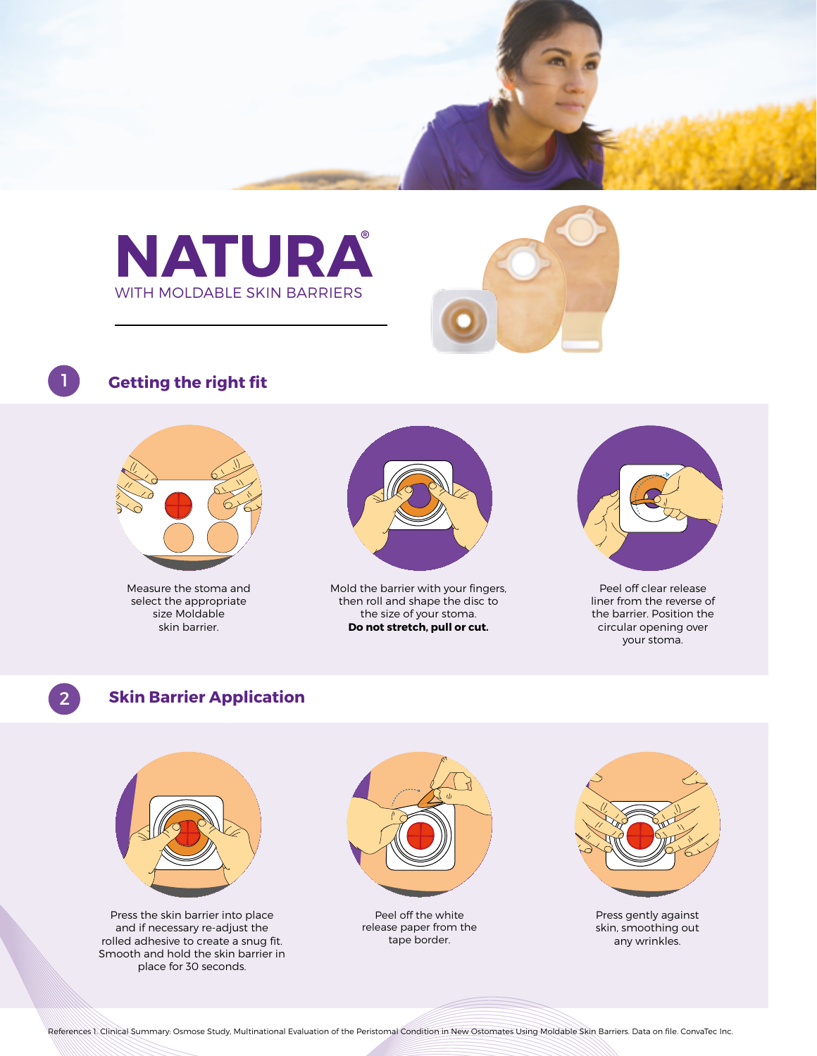# NATURA®

WITH MOLDABLE SKIN BARRIERS

## 1 Getting the right fit

Measure the stoma and select the appropriate size Moldable skin barrier.

Mold the barrier with your fingers, then roll and shape the disc to the size of your stoma. **Do not stretch, pull or cut.**

Peel off clear release liner from the reverse of the barrier. Position the circular opening over your stoma.

## 2 Skin Barrier Application

Press the skin barrier into place and if necessary re-adjust the rolled adhesive to create a snug fit. Smooth and hold the skin barrier in place for 30 seconds.

Peel off the white release paper from the tape border.

Press gently against skin, smoothing out any wrinkles.

References 1. Clinical Summary: Osmose Study, Multinational Evaluation of the Peristomal Condition in New Ostomates Using Moldable Skin Barriers. Data on file. ConvaTec Inc.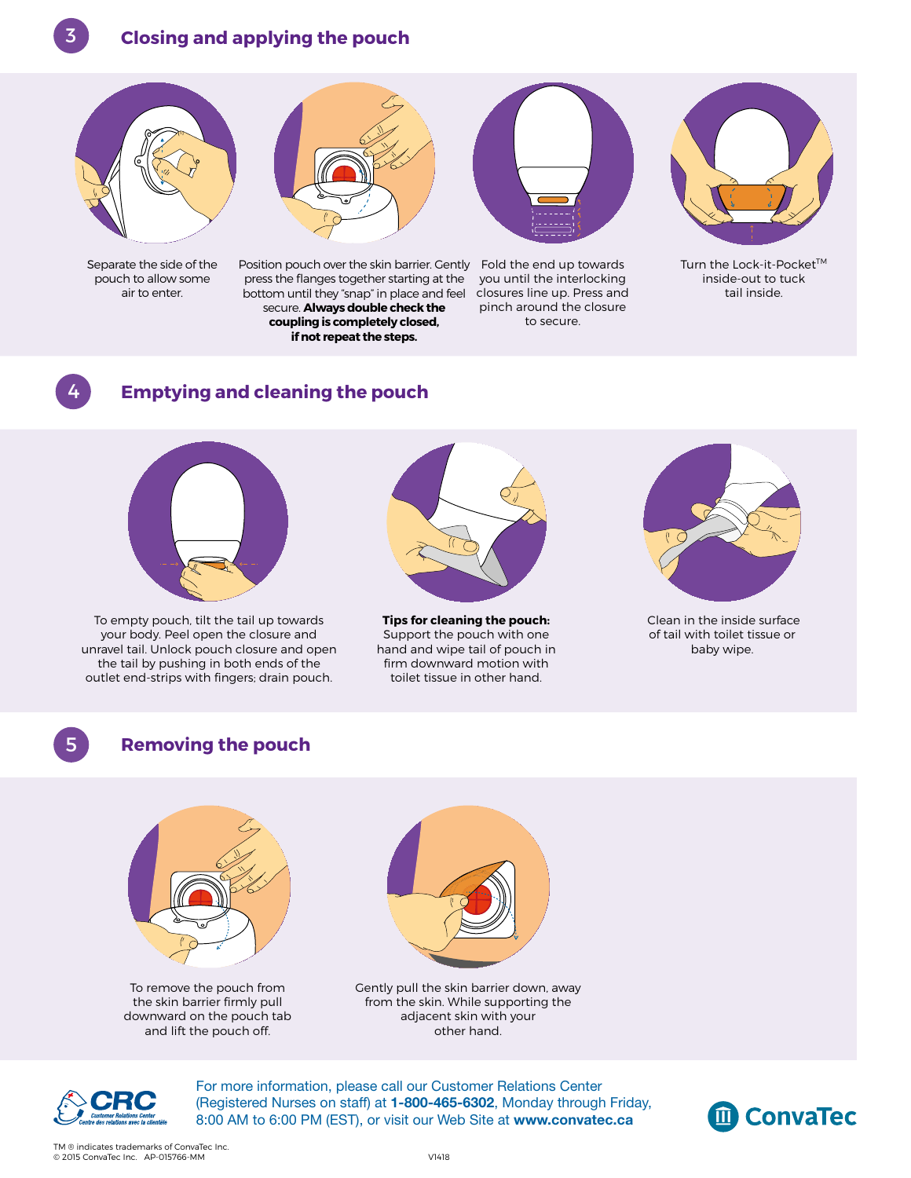## 3 Closing and applying the pouch

Separate the side of the pouch to allow some air to enter.

Position pouch over the skin barrier. Gently press the flanges together starting at the bottom until they "snap" in place and feel secure. **Always double check the coupling is completely closed, if not repeat the steps.**

Fold the end up towards you until the interlocking closures line up. Press and pinch around the closure to secure.

Turn the Lock-it-Pocket™ inside-out to tuck tail inside.

## 4 Emptying and cleaning the pouch

To empty pouch, tilt the tail up towards your body. Peel open the closure and unravel tail. Unlock pouch closure and open the tail by pushing in both ends of the outlet end-strips with fingers; drain pouch.

**Tips for cleaning the pouch:** Support the pouch with one hand and wipe tail of pouch in firm downward motion with toilet tissue in other hand.

Clean in the inside surface of tail with toilet tissue or baby wipe.

## 5 Removing the pouch

To remove the pouch from the skin barrier firmly pull downward on the pouch tab and lift the pouch off.

Gently pull the skin barrier down, away from the skin. While supporting the adjacent skin with your other hand.

CRC Customer Relations Center / Centre des relations avec la clientèle

For more information, please call our Customer Relations Center (Registered Nurses on staff) at **1-800-465-6302**, Monday through Friday, 8:00 AM to 6:00 PM (EST), or visit our Web Site at **www.convatec.ca**

ConvaTec

TM ® indicates trademarks of ConvaTec Inc.
© 2015 ConvaTec Inc. AP-015766-MM

V1418